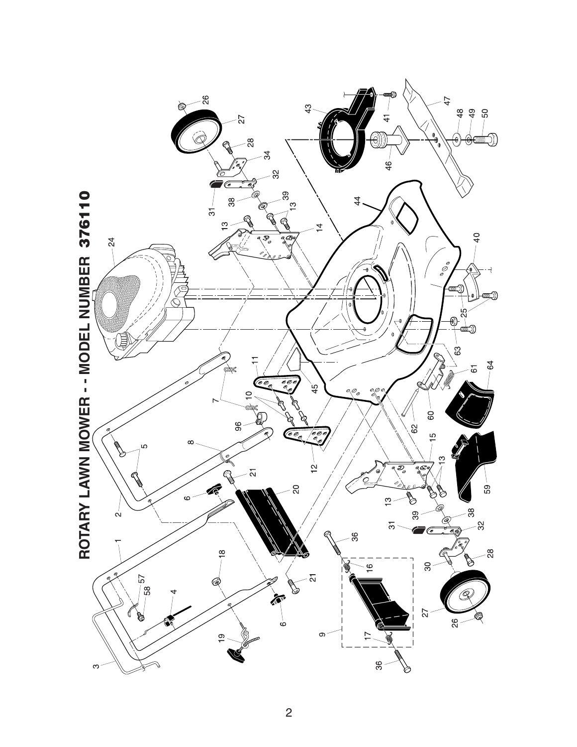# ROTARY LAWN MOWER - - MODEL NUMBER 376110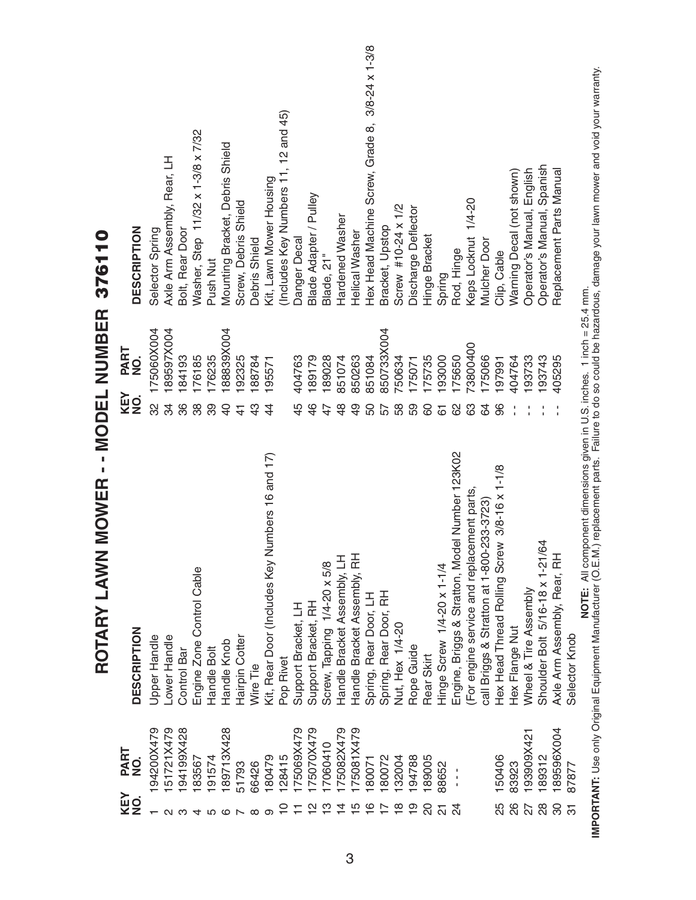# ROTARY LAWN MOWER - - MODEL NUMBER 376110

| KEY NO. | PART NO. | DESCRIPTION |
|---|---|---|
| 1 | 194200X479 | Upper Handle |
| 2 | 151721X479 | Lower Handle |
| 3 | 194199X428 | Control Bar |
| 4 | 183567 | Engine Zone Control Cable |
| 5 | 191574 | Handle Bolt |
| 6 | 189713X428 | Handle Knob |
| 7 | 51793 | Hairpin Cotter |
| 8 | 66426 | Wire Tie |
| 9 | 180479 | Kit, Rear Door (Includes Key Numbers 16 and 17) |
| 10 | 128415 | Pop Rivet |
| 11 | 175069X479 | Support Bracket, LH |
| 12 | 175070X479 | Support Bracket, RH |
| 13 | 17060410 | Screw, Tapping 1/4-20 x 5/8 |
| 14 | 175082X479 | Handle Bracket Assembly, LH |
| 15 | 175081X479 | Handle Bracket Assembly, RH |
| 16 | 180071 | Spring, Rear Door, LH |
| 17 | 180072 | Spring, Rear Door, RH |
| 18 | 132004 | Nut, Hex 1/4-20 |
| 19 | 194788 | Rope Guide |
| 20 | 189005 | Rear Skirt |
| 21 | 88652 | Hinge Screw 1/4-20 x 1-1/4 |
| 24 | - - - | Engine, Briggs & Stratton, Model Number 123K02 (For engine service and replacement parts, call Briggs & Stratton at 1-800-233-3723) |
| 25 | 150406 | Hex Head Thread Rolling Screw 3/8-16 x 1-1/8 |
| 26 | 83923 | Hex Flange Nut |
| 27 | 193909X421 | Wheel & Tire Assembly |
| 28 | 189312 | Shoulder Bolt 5/16-18 x 1-21/64 |
| 30 | 189596X004 | Axle Arm Assembly, Rear, RH |
| 31 | 87877 | Selector Knob |
| 32 | 175060X004 | Selector Spring |
| 34 | 189597X004 | Axle Arm Assembly, Rear, LH |
| 36 | 184193 | Bolt, Rear Door |
| 38 | 176185 | Washer, Step 11/32 x 1-3/8 x 7/32 |
| 39 | 176235 | Push Nut |
| 40 | 188839X004 | Mounting Bracket, Debris Shield |
| 41 | 192325 | Screw, Debris Shield |
| 43 | 188784 | Debris Shield |
| 44 | 195571 | Kit, Lawn Mower Housing (Includes Key Numbers 11, 12 and 45) |
| 45 | 404763 | Danger Decal |
| 46 | 189179 | Blade Adapter / Pulley |
| 47 | 189028 | Blade, 21" |
| 48 | 851074 | Hardened Washer |
| 49 | 850263 | Helical Washer |
| 50 | 851084 | Hex Head Machine Screw, Grade 8, 3/8-24 x 1-3/8 |
| 57 | 850733X004 | Bracket, Upstop |
| 58 | 750634 | Screw #10-24 x 1/2 |
| 59 | 175071 | Discharge Deflector |
| 60 | 175735 | Hinge Bracket |
| 61 | 193000 | Spring |
| 62 | 175650 | Rod, Hinge |
| 63 | 73800400 | Keps Locknut 1/4-20 |
| 64 | 175066 | Mulcher Door |
| 96 | 197991 | Clip, Cable |
| - - | 404764 | Warning Decal (not shown) |
| - - | 193733 | Operator's Manual, English |
| - - | 193743 | Operator's Manual, Spanish |
| - - | 405295 | Replacement Parts Manual |

**NOTE:** All component dimensions given in U.S. inches. 1 inch = 25.4 mm.

**IMPORTANT:** Use only Original Equipment Manufacturer (O.E.M.) replacement parts. Failure to do so could be hazardous, damage your lawn mower and void your warranty.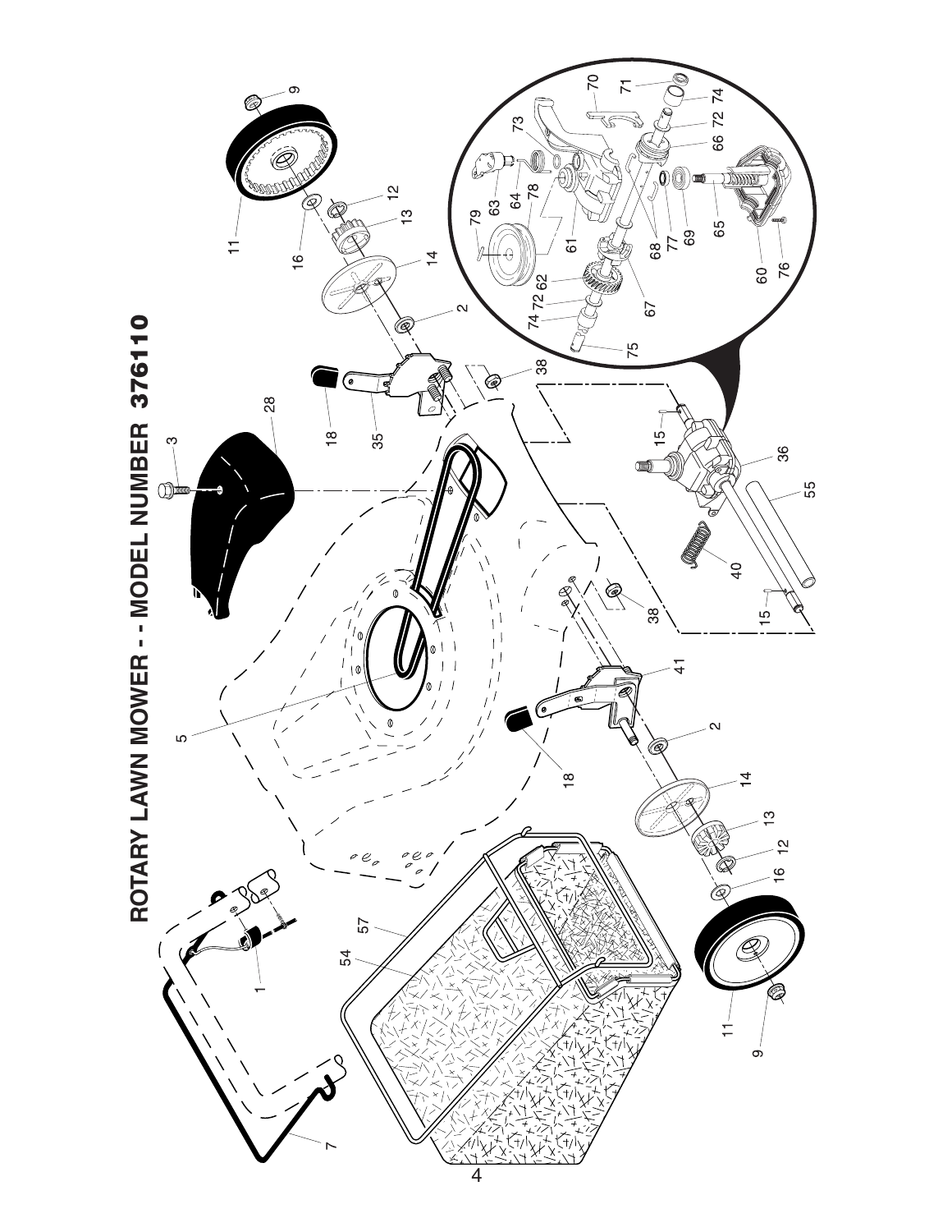# ROTARY LAWN MOWER - - MODEL NUMBER 376110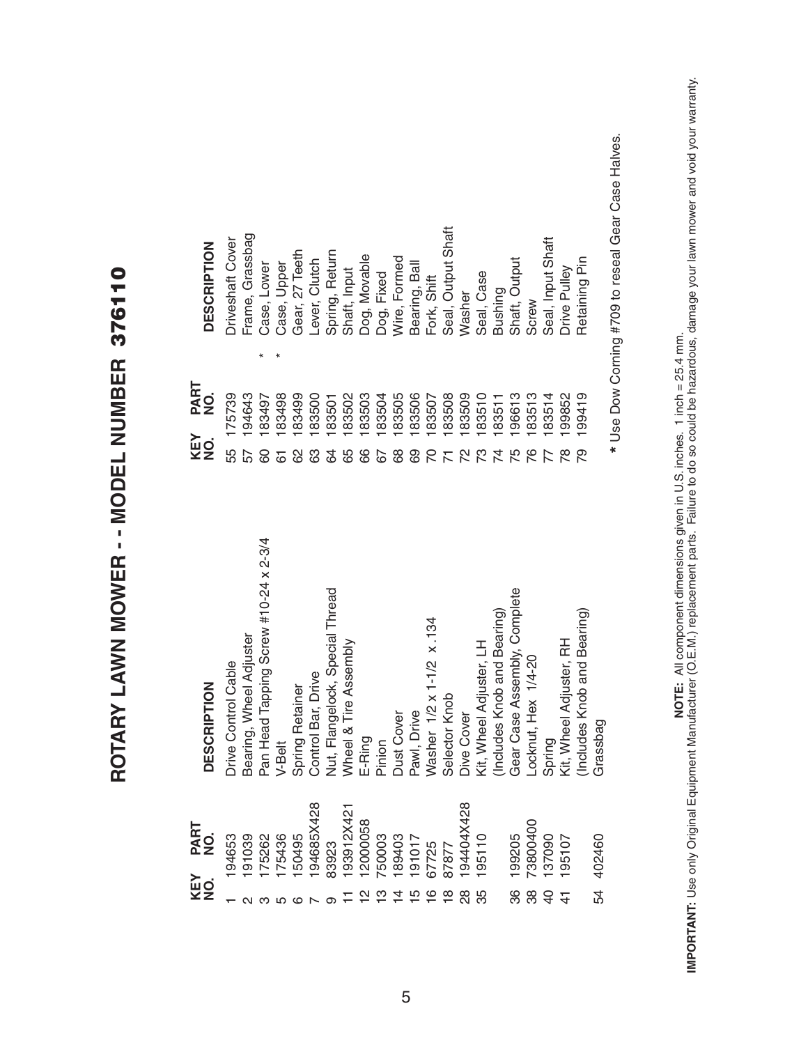# ROTARY LAWN MOWER - - MODEL NUMBER 376110

| KEY NO. | PART NO. | DESCRIPTION |
|---|---|---|
| 1 | 194653 | Drive Control Cable |
| 2 | 191039 | Bearing, Wheel Adjuster |
| 3 | 175262 | Pan Head Tapping Screw #10-24 x 2-3/4 |
| 5 | 175436 | V-Belt |
| 6 | 150495 | Spring Retainer |
| 7 | 194685X428 | Control Bar, Drive |
| 9 | 83923 | Nut, Flangelock, Special Thread |
| 11 | 193912X421 | Wheel & Tire Assembly |
| 12 | 12000058 | E-Ring |
| 13 | 750003 | Pinion |
| 14 | 189403 | Dust Cover |
| 15 | 191017 | Pawl, Drive |
| 16 | 67725 | Washer 1/2 x 1-1/2 x .134 |
| 18 | 87877 | Selector Knob |
| 28 | 194404X428 | Dive Cover |
| 35 | 195110 | Kit, Wheel Adjuster, LH (Includes Knob and Bearing) |
| 36 | 199205 | Gear Case Assembly, Complete |
| 38 | 73800400 | Locknut, Hex 1/4-20 |
| 40 | 137090 | Spring |
| 41 | 195107 | Kit, Wheel Adjuster, RH (Includes Knob and Bearing) |
| 54 | 402460 | Grassbag |

| KEY NO. | PART NO. | DESCRIPTION |
|---|---|---|
| 55 | 175739 | Driveshaft Cover |
| 57 | 194643 | Frame, Grassbag |
| 60 | 183497 | * Case, Lower |
| 61 | 183498 | * Case, Upper |
| 62 | 183499 | Gear, 27 Teeth |
| 63 | 183500 | Lever, Clutch |
| 64 | 183501 | Spring, Return |
| 65 | 183502 | Shaft, Input |
| 66 | 183503 | Dog, Movable |
| 67 | 183504 | Dog, Fixed |
| 68 | 183505 | Wire, Formed |
| 69 | 183506 | Bearing, Ball |
| 70 | 183507 | Fork, Shift |
| 71 | 183508 | Seal, Output Shaft |
| 72 | 183509 | Washer |
| 73 | 183510 | Seal, Case |
| 74 | 183511 | Bushing |
| 75 | 196613 | Shaft, Output |
| 76 | 183513 | Screw |
| 77 | 183514 | Seal, Input Shaft |
| 78 | 199852 | Drive Pulley |
| 79 | 199419 | Retaining Pin |

* Use Dow Corning #709 to reseal Gear Case Halves.

**NOTE:** All component dimensions given in U.S. inches. 1 inch = 25.4 mm.

**IMPORTANT:** Use only Original Equipment Manufacturer (O.E.M.) replacement parts. Failure to do so could be hazardous, damage your lawn mower and void your warranty.